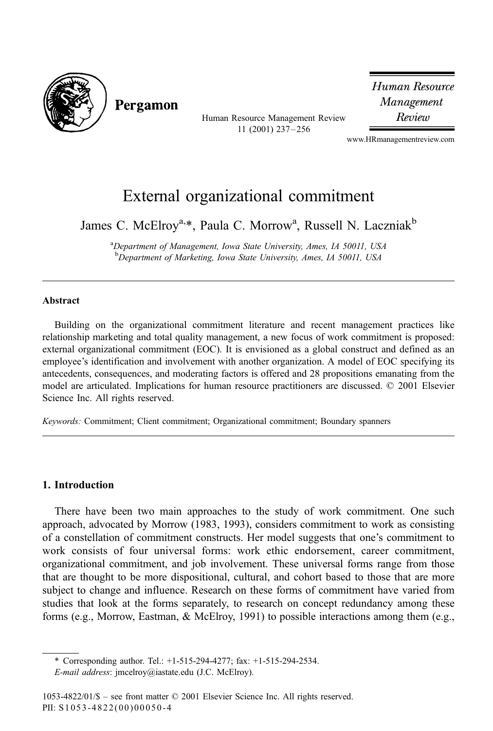# External organizational commitment

James C. McElroy[a,*], Paula C. Morrow[a], Russell N. Laczniak[b]

[a]*Department of Management, Iowa State University, Ames, IA 50011, USA*
[b]*Department of Marketing, Iowa State University, Ames, IA 50011, USA*

---

## Abstract

Building on the organizational commitment literature and recent management practices like relationship marketing and total quality management, a new focus of work commitment is proposed: external organizational commitment (EOC). It is envisioned as a global construct and defined as an employee's identification and involvement with another organization. A model of EOC specifying its antecedents, consequences, and moderating factors is offered and 28 propositions emanating from the model are articulated. Implications for human resource practitioners are discussed. © 2001 Elsevier Science Inc. All rights reserved.

*Keywords:* Commitment; Client commitment; Organizational commitment; Boundary spanners

---

## 1. Introduction

There have been two main approaches to the study of work commitment. One such approach, advocated by Morrow (1983, 1993), considers commitment to work as consisting of a constellation of commitment constructs. Her model suggests that one's commitment to work consists of four universal forms: work ethic endorsement, career commitment, organizational commitment, and job involvement. These universal forms range from those that are thought to be more dispositional, cultural, and cohort based to those that are more subject to change and influence. Research on these forms of commitment have varied from studies that look at the forms separately, to research on concept redundancy among these forms (e.g., Morrow, Eastman, & McElroy, 1991) to possible interactions among them (e.g.,

---

\* Corresponding author. Tel.: +1-515-294-4277; fax: +1-515-294-2534.
*E-mail address*: jmcelroy@iastate.edu (J.C. McElroy).

1053-4822/01/$ – see front matter © 2001 Elsevier Science Inc. All rights reserved.
PII: S1053-4822(00)00050-4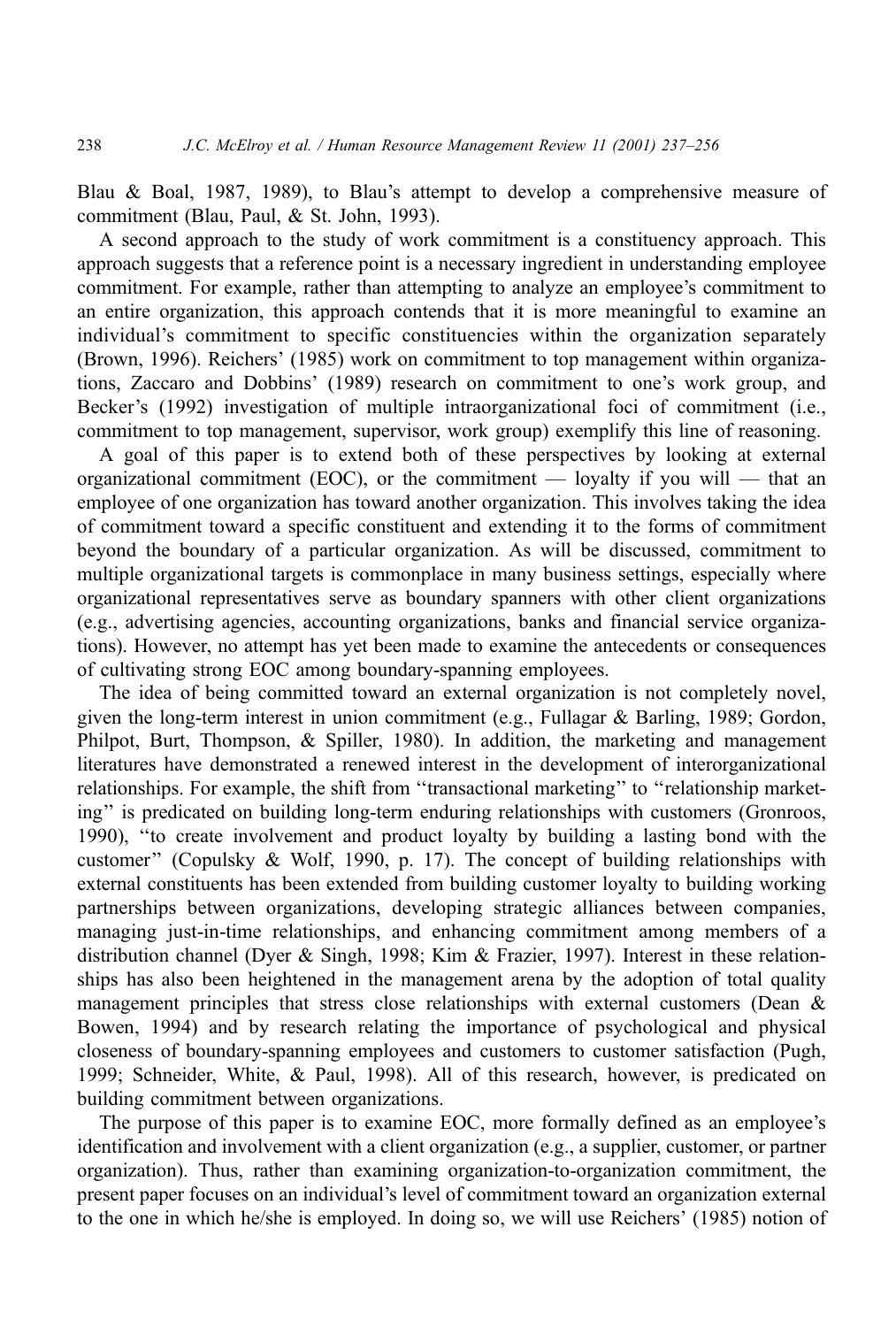Blau & Boal, 1987, 1989), to Blau's attempt to develop a comprehensive measure of commitment (Blau, Paul, & St. John, 1993).

A second approach to the study of work commitment is a constituency approach. This approach suggests that a reference point is a necessary ingredient in understanding employee commitment. For example, rather than attempting to analyze an employee's commitment to an entire organization, this approach contends that it is more meaningful to examine an individual's commitment to specific constituencies within the organization separately (Brown, 1996). Reichers' (1985) work on commitment to top management within organizations, Zaccaro and Dobbins' (1989) research on commitment to one's work group, and Becker's (1992) investigation of multiple intraorganizational foci of commitment (i.e., commitment to top management, supervisor, work group) exemplify this line of reasoning.

A goal of this paper is to extend both of these perspectives by looking at external organizational commitment (EOC), or the commitment — loyalty if you will — that an employee of one organization has toward another organization. This involves taking the idea of commitment toward a specific constituent and extending it to the forms of commitment beyond the boundary of a particular organization. As will be discussed, commitment to multiple organizational targets is commonplace in many business settings, especially where organizational representatives serve as boundary spanners with other client organizations (e.g., advertising agencies, accounting organizations, banks and financial service organizations). However, no attempt has yet been made to examine the antecedents or consequences of cultivating strong EOC among boundary-spanning employees.

The idea of being committed toward an external organization is not completely novel, given the long-term interest in union commitment (e.g., Fullagar & Barling, 1989; Gordon, Philpot, Burt, Thompson, & Spiller, 1980). In addition, the marketing and management literatures have demonstrated a renewed interest in the development of interorganizational relationships. For example, the shift from "transactional marketing" to "relationship marketing" is predicated on building long-term enduring relationships with customers (Gronroos, 1990), "to create involvement and product loyalty by building a lasting bond with the customer" (Copulsky & Wolf, 1990, p. 17). The concept of building relationships with external constituents has been extended from building customer loyalty to building working partnerships between organizations, developing strategic alliances between companies, managing just-in-time relationships, and enhancing commitment among members of a distribution channel (Dyer & Singh, 1998; Kim & Frazier, 1997). Interest in these relationships has also been heightened in the management arena by the adoption of total quality management principles that stress close relationships with external customers (Dean & Bowen, 1994) and by research relating the importance of psychological and physical closeness of boundary-spanning employees and customers to customer satisfaction (Pugh, 1999; Schneider, White, & Paul, 1998). All of this research, however, is predicated on building commitment between organizations.

The purpose of this paper is to examine EOC, more formally defined as an employee's identification and involvement with a client organization (e.g., a supplier, customer, or partner organization). Thus, rather than examining organization-to-organization commitment, the present paper focuses on an individual's level of commitment toward an organization external to the one in which he/she is employed. In doing so, we will use Reichers' (1985) notion of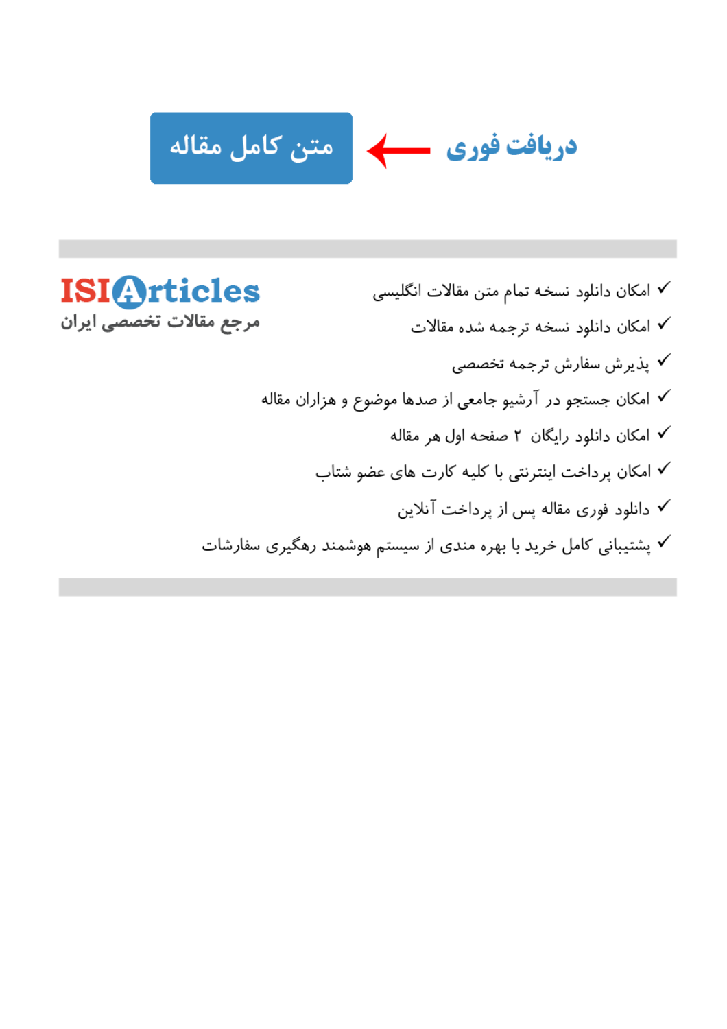دریافت فوری ← **متن کامل مقاله**

**ISIArticles**
مرجع مقالات تخصصی ایران

- ✓ امکان دانلود نسخه تمام متن مقالات انگلیسی
- ✓ امکان دانلود نسخه ترجمه شده مقالات
- ✓ پذیرش سفارش ترجمه تخصصی
- ✓ امکان جستجو در آرشیو جامعی از صدها موضوع و هزاران مقاله
- ✓ امکان دانلود رایگان ۲ صفحه اول هر مقاله
- ✓ امکان پرداخت اینترنتی با کلیه کارت های عضو شتاب
- ✓ دانلود فوری مقاله پس از پرداخت آنلاین
- ✓ پشتیبانی کامل خرید با بهره مندی از سیستم هوشمند رهگیری سفارشات